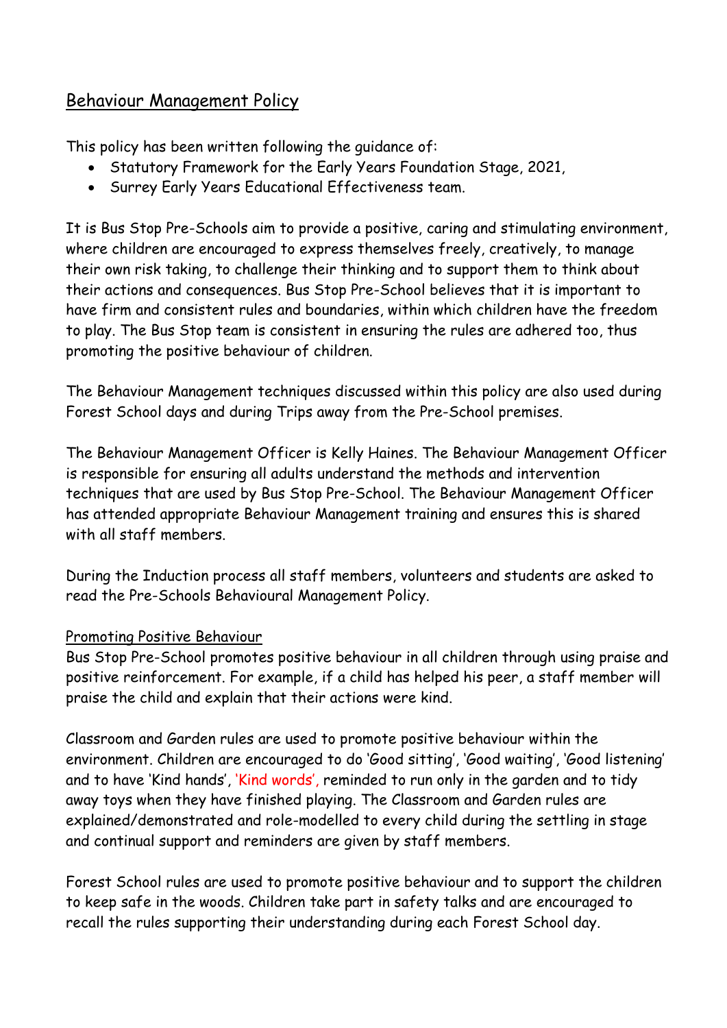## Behaviour Management Policy

This policy has been written following the guidance of:

- Statutory Framework for the Early Years Foundation Stage, 2021,
- Surrey Early Years Educational Effectiveness team.

It is Bus Stop Pre-Schools aim to provide a positive, caring and stimulating environment, where children are encouraged to express themselves freely, creatively, to manage their own risk taking, to challenge their thinking and to support them to think about their actions and consequences. Bus Stop Pre-School believes that it is important to have firm and consistent rules and boundaries, within which children have the freedom to play. The Bus Stop team is consistent in ensuring the rules are adhered too, thus promoting the positive behaviour of children.

The Behaviour Management techniques discussed within this policy are also used during Forest School days and during Trips away from the Pre-School premises.

The Behaviour Management Officer is Kelly Haines. The Behaviour Management Officer is responsible for ensuring all adults understand the methods and intervention techniques that are used by Bus Stop Pre-School. The Behaviour Management Officer has attended appropriate Behaviour Management training and ensures this is shared with all staff members.

During the Induction process all staff members, volunteers and students are asked to read the Pre-Schools Behavioural Management Policy.

### Promoting Positive Behaviour

Bus Stop Pre-School promotes positive behaviour in all children through using praise and positive reinforcement. For example, if a child has helped his peer, a staff member will praise the child and explain that their actions were kind.

Classroom and Garden rules are used to promote positive behaviour within the environment. Children are encouraged to do 'Good sitting', 'Good waiting', 'Good listening' and to have 'Kind hands', 'Kind words', reminded to run only in the garden and to tidy away toys when they have finished playing. The Classroom and Garden rules are explained/demonstrated and role-modelled to every child during the settling in stage and continual support and reminders are given by staff members.

Forest School rules are used to promote positive behaviour and to support the children to keep safe in the woods. Children take part in safety talks and are encouraged to recall the rules supporting their understanding during each Forest School day.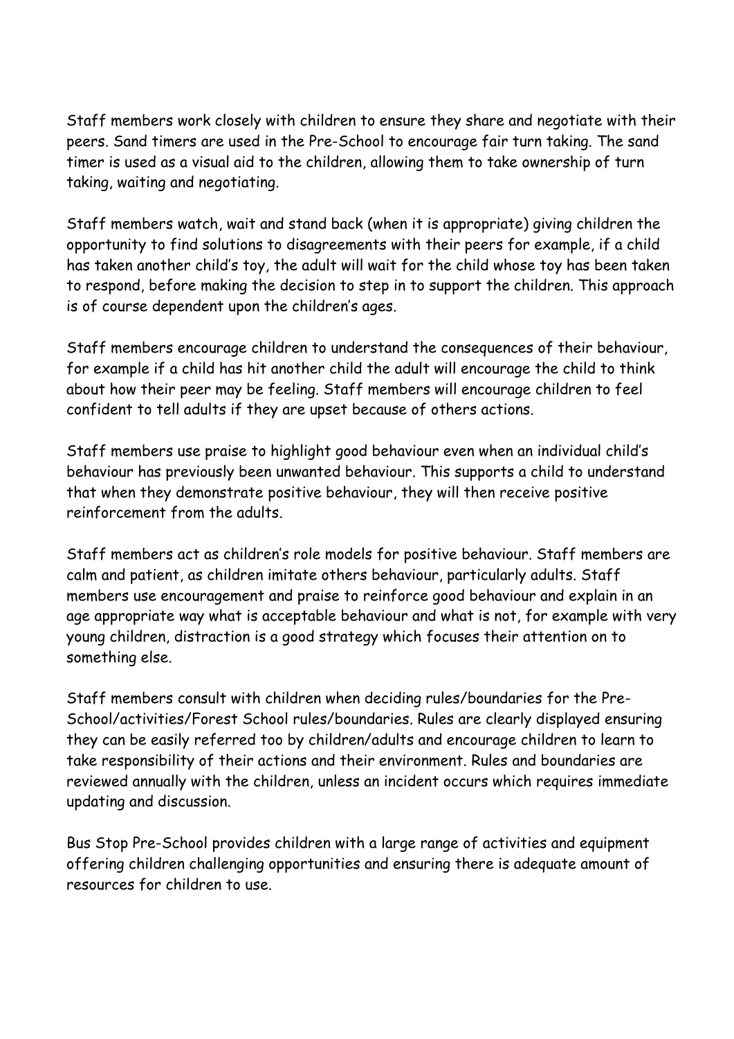Staff members work closely with children to ensure they share and negotiate with their peers. Sand timers are used in the Pre-School to encourage fair turn taking. The sand timer is used as a visual aid to the children, allowing them to take ownership of turn taking, waiting and negotiating.

Staff members watch, wait and stand back (when it is appropriate) giving children the opportunity to find solutions to disagreements with their peers for example, if a child has taken another child's toy, the adult will wait for the child whose toy has been taken to respond, before making the decision to step in to support the children. This approach is of course dependent upon the children's ages.

Staff members encourage children to understand the consequences of their behaviour, for example if a child has hit another child the adult will encourage the child to think about how their peer may be feeling. Staff members will encourage children to feel confident to tell adults if they are upset because of others actions.

Staff members use praise to highlight good behaviour even when an individual child's behaviour has previously been unwanted behaviour. This supports a child to understand that when they demonstrate positive behaviour, they will then receive positive reinforcement from the adults.

Staff members act as children's role models for positive behaviour. Staff members are calm and patient, as children imitate others behaviour, particularly adults. Staff members use encouragement and praise to reinforce good behaviour and explain in an age appropriate way what is acceptable behaviour and what is not, for example with very young children, distraction is a good strategy which focuses their attention on to something else.

Staff members consult with children when deciding rules/boundaries for the Pre-School/activities/Forest School rules/boundaries. Rules are clearly displayed ensuring they can be easily referred too by children/adults and encourage children to learn to take responsibility of their actions and their environment. Rules and boundaries are reviewed annually with the children, unless an incident occurs which requires immediate updating and discussion.

Bus Stop Pre-School provides children with a large range of activities and equipment offering children challenging opportunities and ensuring there is adequate amount of resources for children to use.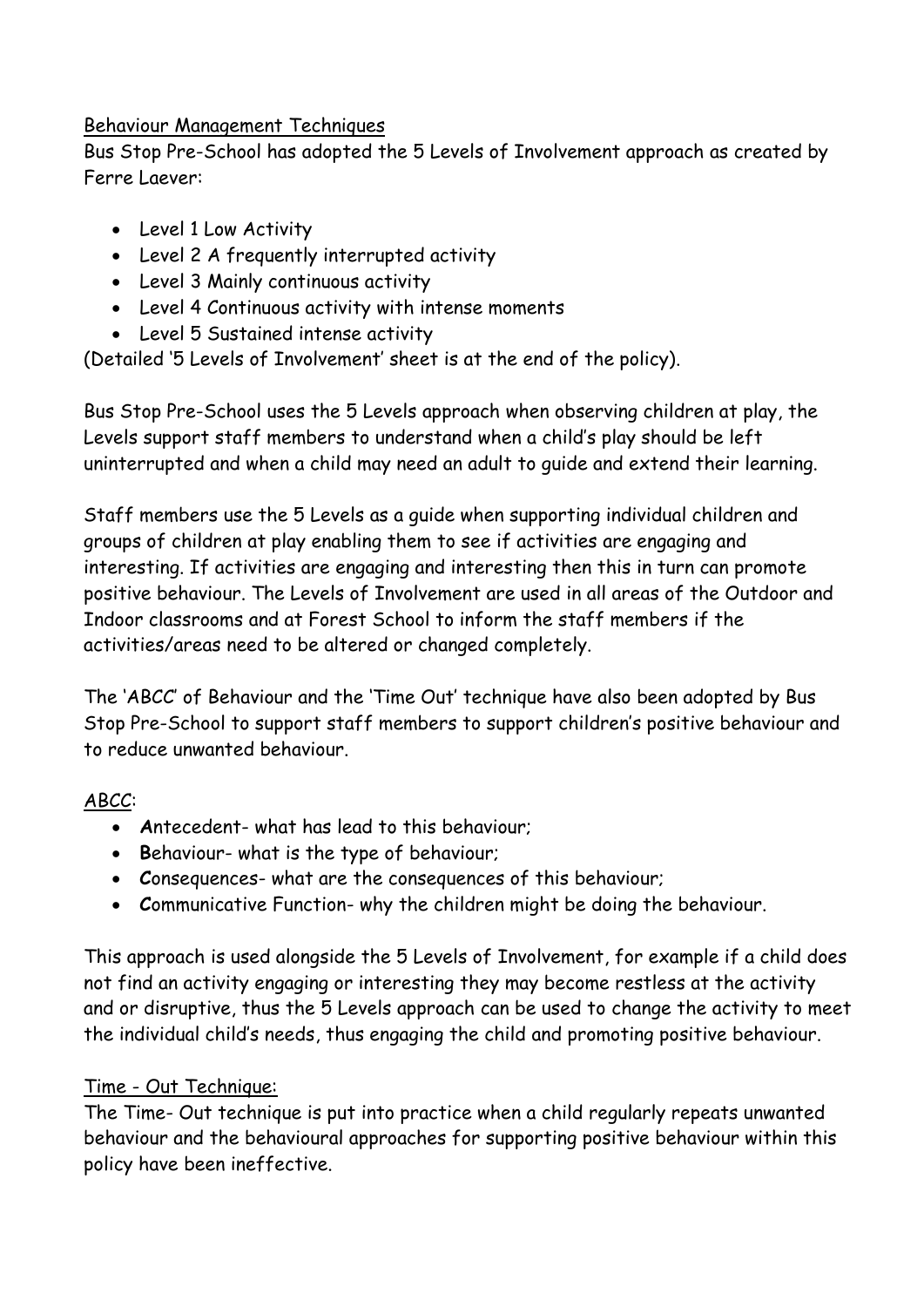## Behaviour Management Techniques

Bus Stop Pre-School has adopted the 5 Levels of Involvement approach as created by Ferre Laever:

- Level 1 Low Activity
- Level 2 A frequently interrupted activity
- Level 3 Mainly continuous activity
- Level 4 Continuous activity with intense moments
- Level 5 Sustained intense activity

(Detailed '5 Levels of Involvement' sheet is at the end of the policy).

Bus Stop Pre-School uses the 5 Levels approach when observing children at play, the Levels support staff members to understand when a child's play should be left uninterrupted and when a child may need an adult to guide and extend their learning.

Staff members use the 5 Levels as a guide when supporting individual children and groups of children at play enabling them to see if activities are engaging and interesting. If activities are engaging and interesting then this in turn can promote positive behaviour. The Levels of Involvement are used in all areas of the Outdoor and Indoor classrooms and at Forest School to inform the staff members if the activities/areas need to be altered or changed completely.

The 'ABCC' of Behaviour and the 'Time Out' technique have also been adopted by Bus Stop Pre-School to support staff members to support children's positive behaviour and to reduce unwanted behaviour.

### ABCC:

- **A**ntecedent- what has lead to this behaviour;
- **B**ehaviour- what is the type of behaviour;
- **C**onsequences- what are the consequences of this behaviour;
- **C**ommunicative Function- why the children might be doing the behaviour.

This approach is used alongside the 5 Levels of Involvement, for example if a child does not find an activity engaging or interesting they may become restless at the activity and or disruptive, thus the 5 Levels approach can be used to change the activity to meet the individual child's needs, thus engaging the child and promoting positive behaviour.

### Time - Out Technique:

The Time- Out technique is put into practice when a child regularly repeats unwanted behaviour and the behavioural approaches for supporting positive behaviour within this policy have been ineffective.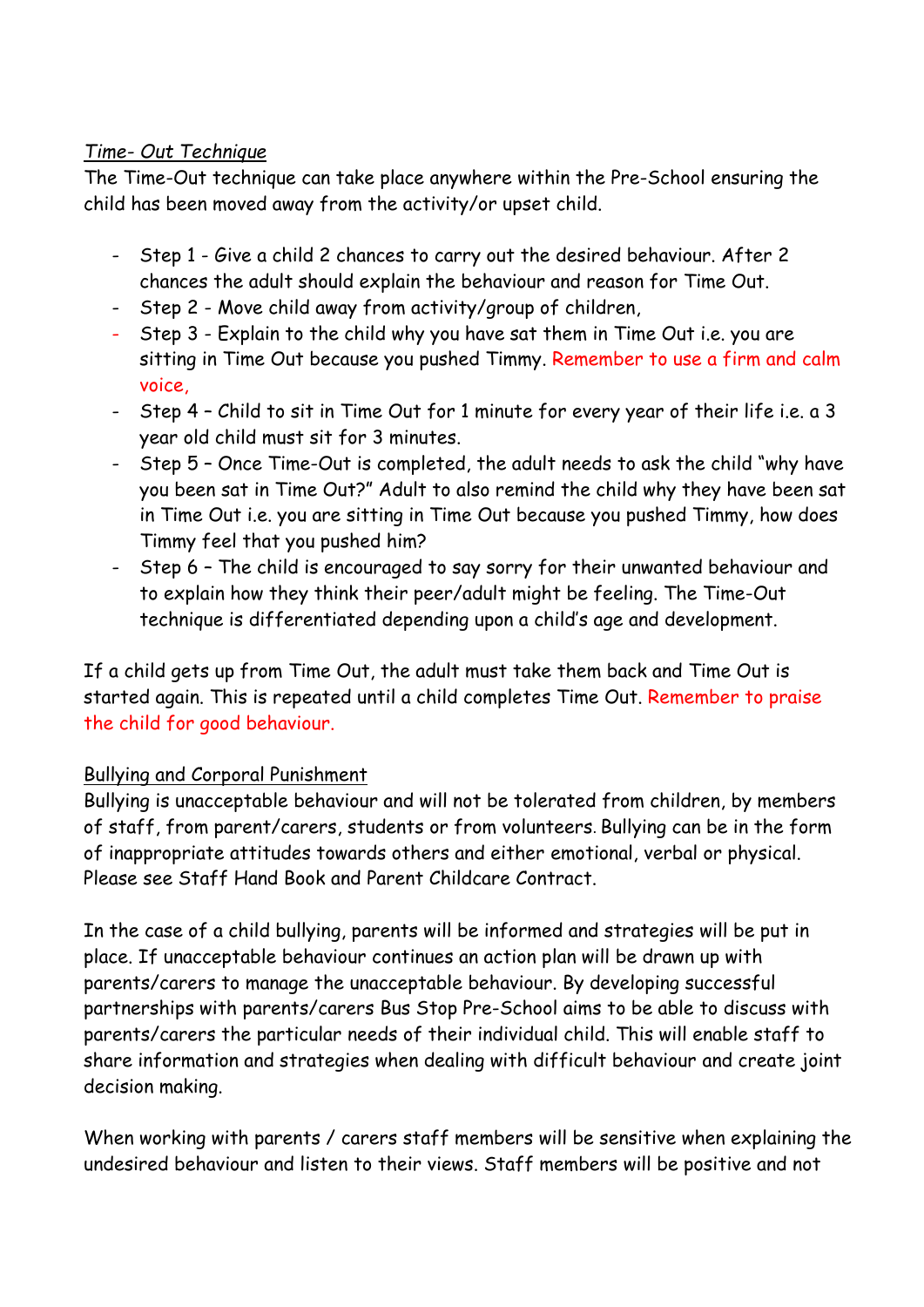*Time- Out Technique*

The Time-Out technique can take place anywhere within the Pre-School ensuring the child has been moved away from the activity/or upset child.

- Step 1 - Give a child 2 chances to carry out the desired behaviour. After 2 chances the adult should explain the behaviour and reason for Time Out.
- Step 2 - Move child away from activity/group of children,
- Step 3 - Explain to the child why you have sat them in Time Out i.e. you are sitting in Time Out because you pushed Timmy. Remember to use a firm and calm voice,
- Step 4 – Child to sit in Time Out for 1 minute for every year of their life i.e. a 3 year old child must sit for 3 minutes.
- Step 5 – Once Time-Out is completed, the adult needs to ask the child "why have you been sat in Time Out?" Adult to also remind the child why they have been sat in Time Out i.e. you are sitting in Time Out because you pushed Timmy, how does Timmy feel that you pushed him?
- Step 6 – The child is encouraged to say sorry for their unwanted behaviour and to explain how they think their peer/adult might be feeling. The Time-Out technique is differentiated depending upon a child's age and development.

If a child gets up from Time Out, the adult must take them back and Time Out is started again. This is repeated until a child completes Time Out. Remember to praise the child for good behaviour.

Bullying and Corporal Punishment

Bullying is unacceptable behaviour and will not be tolerated from children, by members of staff, from parent/carers, students or from volunteers. Bullying can be in the form of inappropriate attitudes towards others and either emotional, verbal or physical. Please see Staff Hand Book and Parent Childcare Contract.

In the case of a child bullying, parents will be informed and strategies will be put in place. If unacceptable behaviour continues an action plan will be drawn up with parents/carers to manage the unacceptable behaviour. By developing successful partnerships with parents/carers Bus Stop Pre-School aims to be able to discuss with parents/carers the particular needs of their individual child. This will enable staff to share information and strategies when dealing with difficult behaviour and create joint decision making.

When working with parents / carers staff members will be sensitive when explaining the undesired behaviour and listen to their views. Staff members will be positive and not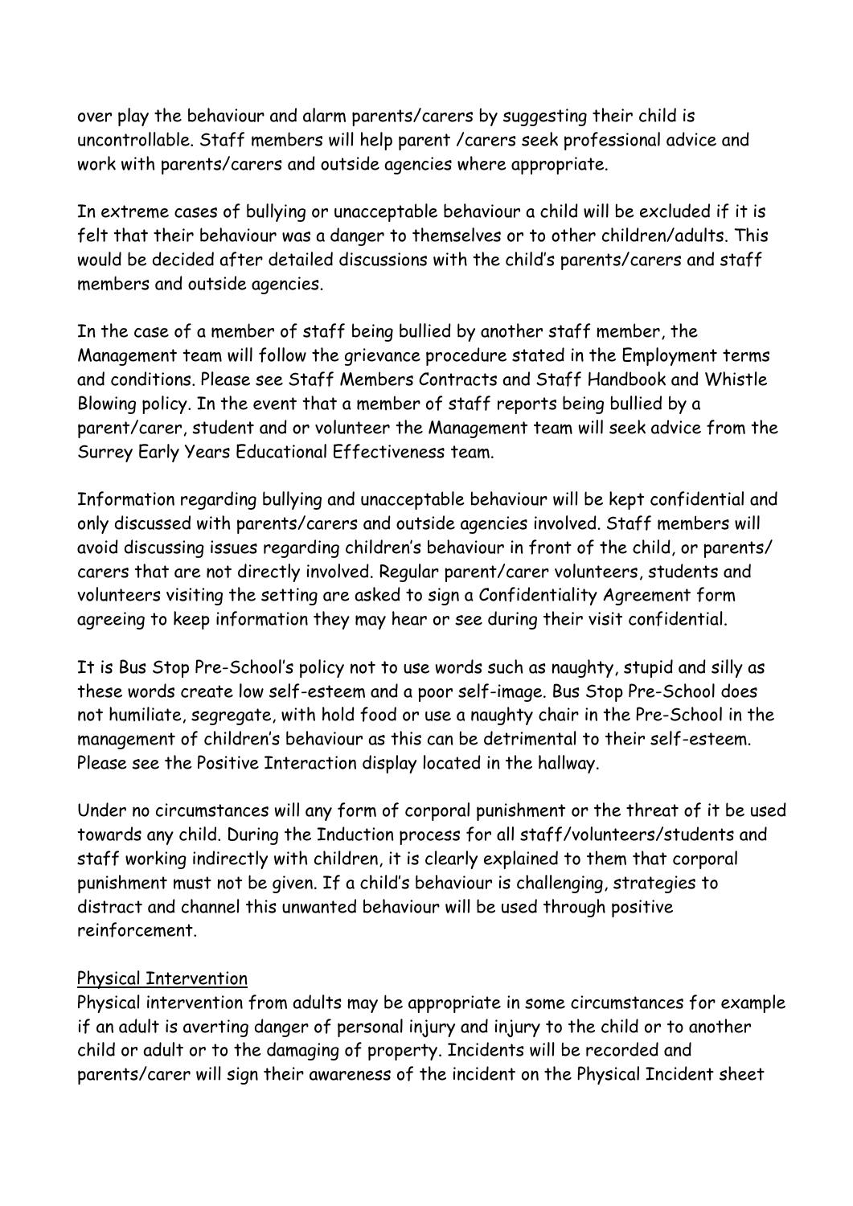over play the behaviour and alarm parents/carers by suggesting their child is uncontrollable. Staff members will help parent /carers seek professional advice and work with parents/carers and outside agencies where appropriate.

In extreme cases of bullying or unacceptable behaviour a child will be excluded if it is felt that their behaviour was a danger to themselves or to other children/adults. This would be decided after detailed discussions with the child's parents/carers and staff members and outside agencies.

In the case of a member of staff being bullied by another staff member, the Management team will follow the grievance procedure stated in the Employment terms and conditions. Please see Staff Members Contracts and Staff Handbook and Whistle Blowing policy. In the event that a member of staff reports being bullied by a parent/carer, student and or volunteer the Management team will seek advice from the Surrey Early Years Educational Effectiveness team.

Information regarding bullying and unacceptable behaviour will be kept confidential and only discussed with parents/carers and outside agencies involved. Staff members will avoid discussing issues regarding children's behaviour in front of the child, or parents/ carers that are not directly involved. Regular parent/carer volunteers, students and volunteers visiting the setting are asked to sign a Confidentiality Agreement form agreeing to keep information they may hear or see during their visit confidential.

It is Bus Stop Pre-School's policy not to use words such as naughty, stupid and silly as these words create low self-esteem and a poor self-image. Bus Stop Pre-School does not humiliate, segregate, with hold food or use a naughty chair in the Pre-School in the management of children's behaviour as this can be detrimental to their self-esteem. Please see the Positive Interaction display located in the hallway.

Under no circumstances will any form of corporal punishment or the threat of it be used towards any child. During the Induction process for all staff/volunteers/students and staff working indirectly with children, it is clearly explained to them that corporal punishment must not be given. If a child's behaviour is challenging, strategies to distract and channel this unwanted behaviour will be used through positive reinforcement.

## Physical Intervention

Physical intervention from adults may be appropriate in some circumstances for example if an adult is averting danger of personal injury and injury to the child or to another child or adult or to the damaging of property. Incidents will be recorded and parents/carer will sign their awareness of the incident on the Physical Incident sheet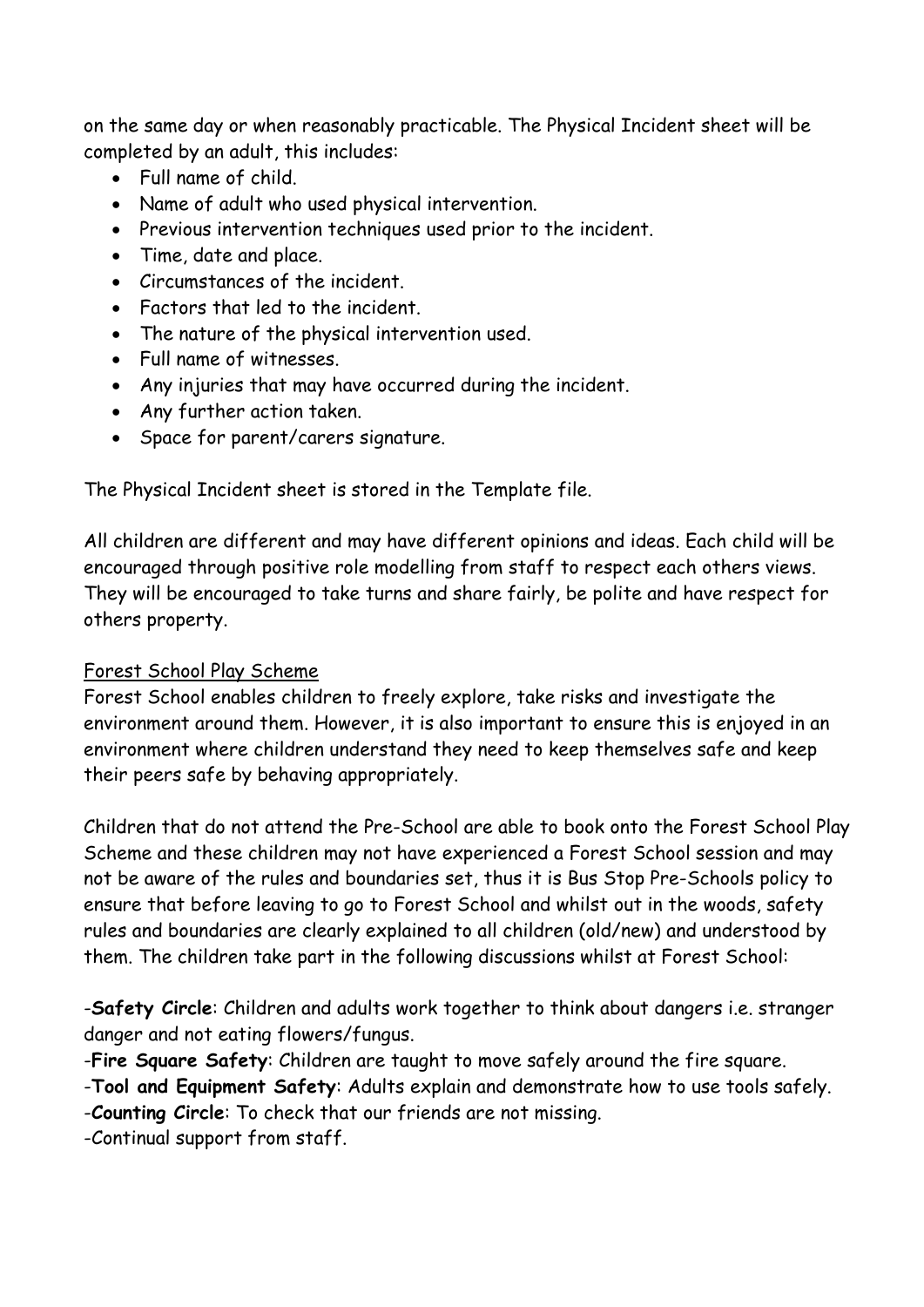on the same day or when reasonably practicable. The Physical Incident sheet will be completed by an adult, this includes:

- Full name of child.
- Name of adult who used physical intervention.
- Previous intervention techniques used prior to the incident.
- Time, date and place.
- Circumstances of the incident.
- Factors that led to the incident.
- The nature of the physical intervention used.
- Full name of witnesses.
- Any injuries that may have occurred during the incident.
- Any further action taken.
- Space for parent/carers signature.

The Physical Incident sheet is stored in the Template file.

All children are different and may have different opinions and ideas. Each child will be encouraged through positive role modelling from staff to respect each others views. They will be encouraged to take turns and share fairly, be polite and have respect for others property.

<u>Forest School Play Scheme</u>

Forest School enables children to freely explore, take risks and investigate the environment around them. However, it is also important to ensure this is enjoyed in an environment where children understand they need to keep themselves safe and keep their peers safe by behaving appropriately.

Children that do not attend the Pre-School are able to book onto the Forest School Play Scheme and these children may not have experienced a Forest School session and may not be aware of the rules and boundaries set, thus it is Bus Stop Pre-Schools policy to ensure that before leaving to go to Forest School and whilst out in the woods, safety rules and boundaries are clearly explained to all children (old/new) and understood by them. The children take part in the following discussions whilst at Forest School:

-**Safety Circle**: Children and adults work together to think about dangers i.e. stranger danger and not eating flowers/fungus.
-**Fire Square Safety**: Children are taught to move safely around the fire square.
-**Tool and Equipment Safety**: Adults explain and demonstrate how to use tools safely.
-**Counting Circle**: To check that our friends are not missing.
-Continual support from staff.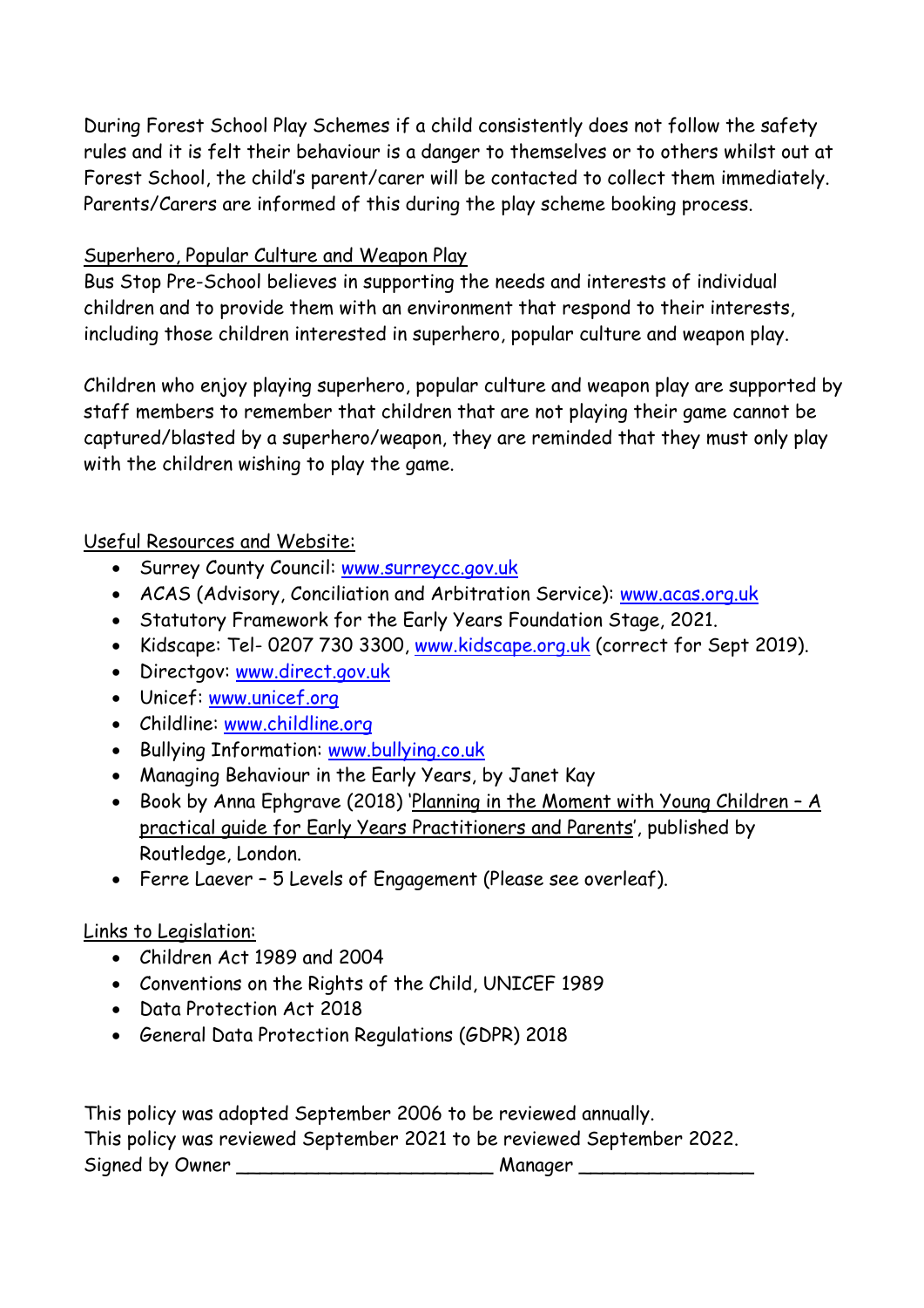During Forest School Play Schemes if a child consistently does not follow the safety rules and it is felt their behaviour is a danger to themselves or to others whilst out at Forest School, the child's parent/carer will be contacted to collect them immediately. Parents/Carers are informed of this during the play scheme booking process.

## Superhero, Popular Culture and Weapon Play

Bus Stop Pre-School believes in supporting the needs and interests of individual children and to provide them with an environment that respond to their interests, including those children interested in superhero, popular culture and weapon play.

Children who enjoy playing superhero, popular culture and weapon play are supported by staff members to remember that children that are not playing their game cannot be captured/blasted by a superhero/weapon, they are reminded that they must only play with the children wishing to play the game.

## Useful Resources and Website:

- Surrey County Council: www.surreycc.gov.uk
- ACAS (Advisory, Conciliation and Arbitration Service): www.acas.org.uk
- Statutory Framework for the Early Years Foundation Stage, 2021.
- Kidscape: Tel- 0207 730 3300, www.kidscape.org.uk (correct for Sept 2019).
- Directgov: www.direct.gov.uk
- Unicef: www.unicef.org
- Childline: www.childline.org
- Bullying Information: www.bullying.co.uk
- Managing Behaviour in the Early Years, by Janet Kay
- Book by Anna Ephgrave (2018) '<u>Planning in the Moment with Young Children – A practical guide for Early Years Practitioners and Parents</u>', published by Routledge, London.
- Ferre Laever – 5 Levels of Engagement (Please see overleaf).

## Links to Legislation:

- Children Act 1989 and 2004
- Conventions on the Rights of the Child, UNICEF 1989
- Data Protection Act 2018
- General Data Protection Regulations (GDPR) 2018

This policy was adopted September 2006 to be reviewed annually.
This policy was reviewed September 2021 to be reviewed September 2022.
Signed by Owner ______________________ Manager _______________